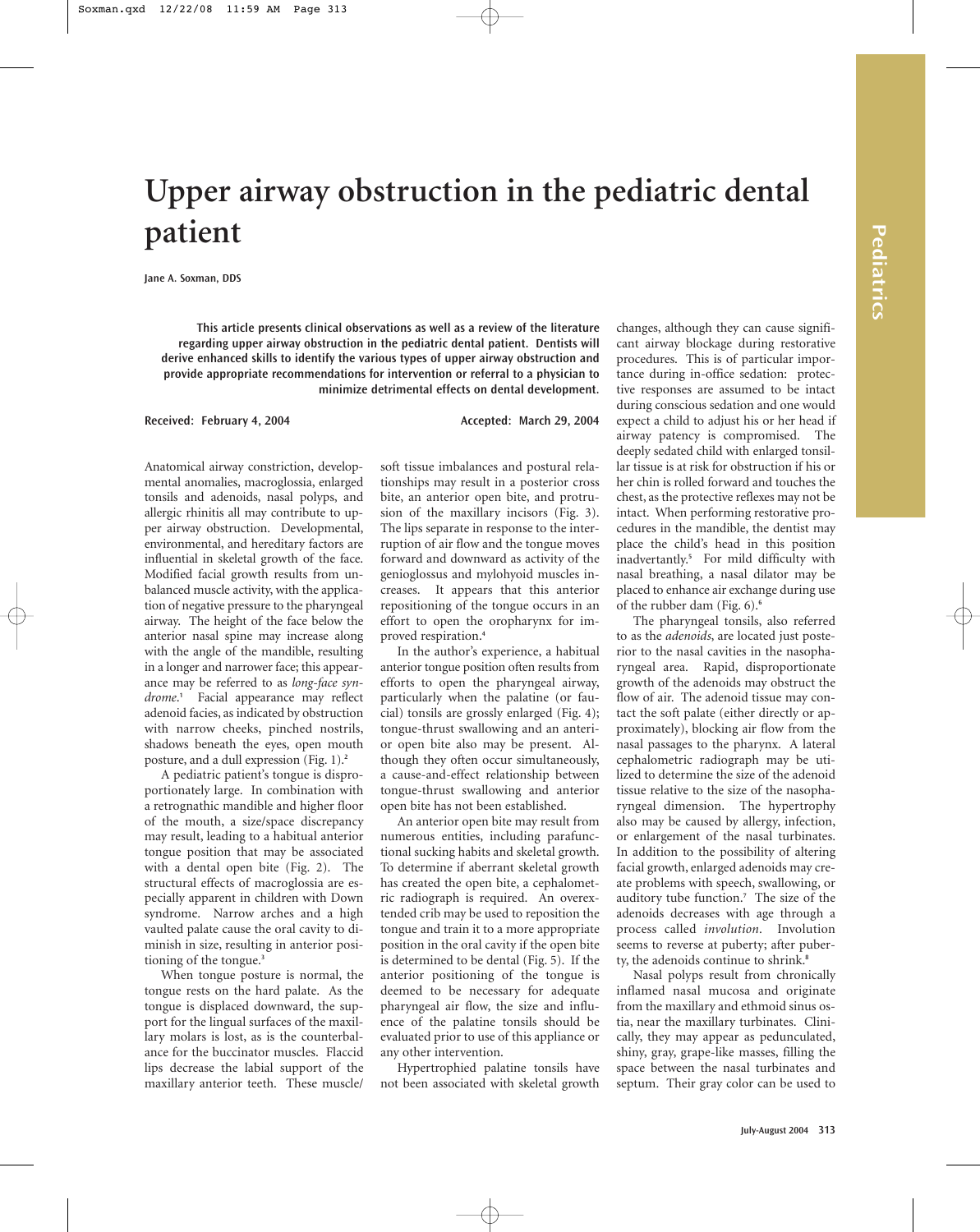# Upper airway obstruction in the pediatric dental patient

**Jane A. Soxman, DDS**

**This article presents clinical observations as well as a review of the literature regarding upper airway obstruction in the pediatric dental patient. Dentists will derive enhanced skills to identify the various types of upper airway obstruction and provide appropriate recommendations for intervention or referral to a physician to minimize detrimental effects on dental development.**

**Received: February 4, 2004** **Accepted: March 29, 2004**

Anatomical airway constriction, developmental anomalies, macroglossia, enlarged tonsils and adenoids, nasal polyps, and allergic rhinitis all may contribute to upper airway obstruction. Developmental, environmental, and hereditary factors are influential in skeletal growth of the face. Modified facial growth results from unbalanced muscle activity, with the application of negative pressure to the pharyngeal airway. The height of the face below the anterior nasal spine may increase along with the angle of the mandible, resulting in a longer and narrower face; this appearance may be referred to as *long-face syndrome*.[1] Facial appearance may reflect adenoid facies, as indicated by obstruction with narrow cheeks, pinched nostrils, shadows beneath the eyes, open mouth posture, and a dull expression (Fig. 1).[2]

A pediatric patient's tongue is disproportionately large. In combination with a retrognathic mandible and higher floor of the mouth, a size/space discrepancy may result, leading to a habitual anterior tongue position that may be associated with a dental open bite (Fig. 2). The structural effects of macroglossia are especially apparent in children with Down syndrome. Narrow arches and a high vaulted palate cause the oral cavity to diminish in size, resulting in anterior positioning of the tongue.[3]

When tongue posture is normal, the tongue rests on the hard palate. As the tongue is displaced downward, the support for the lingual surfaces of the maxillary molars is lost, as is the counterbalance for the buccinator muscles. Flaccid lips decrease the labial support of the maxillary anterior teeth. These muscle/soft tissue imbalances and postural relationships may result in a posterior cross bite, an anterior open bite, and protrusion of the maxillary incisors (Fig. 3). The lips separate in response to the interruption of air flow and the tongue moves forward and downward as activity of the genioglossus and mylohyoid muscles increases. It appears that this anterior repositioning of the tongue occurs in an effort to open the oropharynx for improved respiration.[4]

In the author's experience, a habitual anterior tongue position often results from efforts to open the pharyngeal airway, particularly when the palatine (or faucial) tonsils are grossly enlarged (Fig. 4); tongue-thrust swallowing and an anterior open bite also may be present. Although they often occur simultaneously, a cause-and-effect relationship between tongue-thrust swallowing and anterior open bite has not been established.

An anterior open bite may result from numerous entities, including parafunctional sucking habits and skeletal growth. To determine if aberrant skeletal growth has created the open bite, a cephalometric radiograph is required. An overextended crib may be used to reposition the tongue and train it to a more appropriate position in the oral cavity if the open bite is determined to be dental (Fig. 5). If the anterior positioning of the tongue is deemed to be necessary for adequate pharyngeal air flow, the size and influence of the palatine tonsils should be evaluated prior to use of this appliance or any other intervention.

Hypertrophied palatine tonsils have not been associated with skeletal growth changes, although they can cause significant airway blockage during restorative procedures. This is of particular importance during in-office sedation: protective responses are assumed to be intact during conscious sedation and one would expect a child to adjust his or her head if airway patency is compromised. The deeply sedated child with enlarged tonsillar tissue is at risk for obstruction if his or her chin is rolled forward and touches the chest, as the protective reflexes may not be intact. When performing restorative procedures in the mandible, the dentist may place the child's head in this position inadvertantly.[5] For mild difficulty with nasal breathing, a nasal dilator may be placed to enhance air exchange during use of the rubber dam (Fig. 6).[6]

The pharyngeal tonsils, also referred to as the *adenoids*, are located just posterior to the nasal cavities in the nasopharyngeal area. Rapid, disproportionate growth of the adenoids may obstruct the flow of air. The adenoid tissue may contact the soft palate (either directly or approximately), blocking air flow from the nasal passages to the pharynx. A lateral cephalometric radiograph may be utilized to determine the size of the adenoid tissue relative to the size of the nasopharyngeal dimension. The hypertrophy also may be caused by allergy, infection, or enlargement of the nasal turbinates. In addition to the possibility of altering facial growth, enlarged adenoids may create problems with speech, swallowing, or auditory tube function.[7] The size of the adenoids decreases with age through a process called *involution*. Involution seems to reverse at puberty; after puberty, the adenoids continue to shrink.[8]

Nasal polyps result from chronically inflamed nasal mucosa and originate from the maxillary and ethmoid sinus ostia, near the maxillary turbinates. Clinically, they may appear as pedunculated, shiny, gray, grape-like masses, filling the space between the nasal turbinates and septum. Their gray color can be used to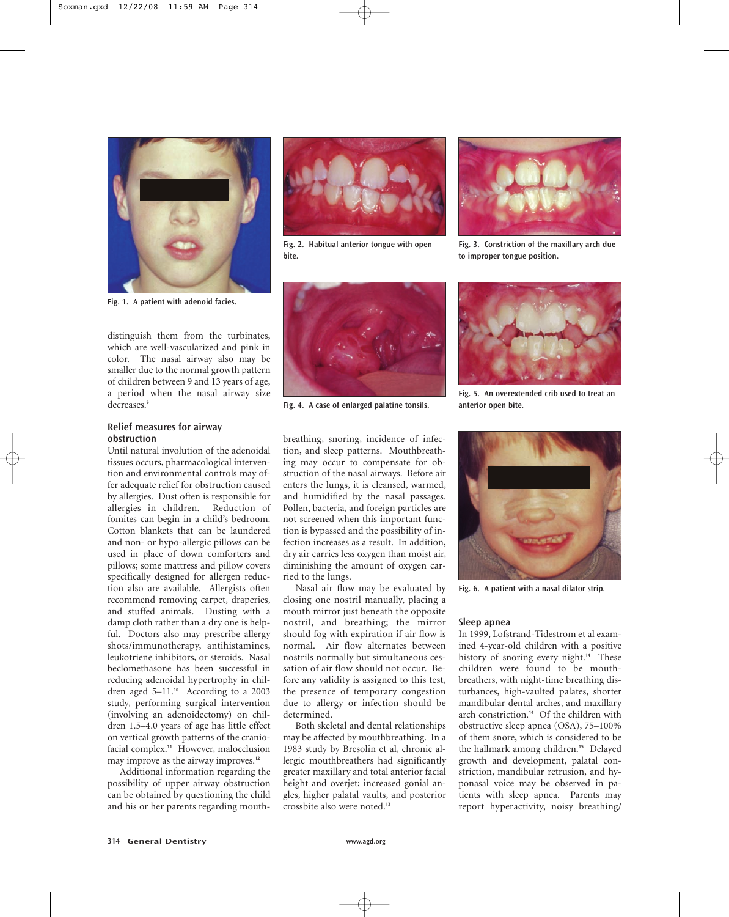Fig. 1. A patient with adenoid facies.

Fig. 2. Habitual anterior tongue with open bite.

Fig. 3. Constriction of the maxillary arch due to improper tongue position.

Fig. 4. A case of enlarged palatine tonsils.

Fig. 5. An overextended crib used to treat an anterior open bite.

distinguish them from the turbinates, which are well-vascularized and pink in color. The nasal airway also may be smaller due to the normal growth pattern of children between 9 and 13 years of age, a period when the nasal airway size decreases.[9]

### Relief measures for airway obstruction

Until natural involution of the adenoidal tissues occurs, pharmacological intervention and environmental controls may offer adequate relief for obstruction caused by allergies. Dust often is responsible for allergies in children. Reduction of fomites can begin in a child's bedroom. Cotton blankets that can be laundered and non- or hypo-allergic pillows can be used in place of down comforters and pillows; some mattress and pillow covers specifically designed for allergen reduction also are available. Allergists often recommend removing carpet, draperies, and stuffed animals. Dusting with a damp cloth rather than a dry one is helpful. Doctors also may prescribe allergy shots/immunotherapy, antihistamines, leukotriene inhibitors, or steroids. Nasal beclomethasone has been successful in reducing adenoidal hypertrophy in children aged 5–11.[10] According to a 2003 study, performing surgical intervention (involving an adenoidectomy) on children 1.5–4.0 years of age has little effect on vertical growth patterns of the craniofacial complex.[11] However, malocclusion may improve as the airway improves.[12]

Additional information regarding the possibility of upper airway obstruction can be obtained by questioning the child and his or her parents regarding mouthbreathing, snoring, incidence of infection, and sleep patterns. Mouthbreathing may occur to compensate for obstruction of the nasal airways. Before air enters the lungs, it is cleansed, warmed, and humidified by the nasal passages. Pollen, bacteria, and foreign particles are not screened when this important function is bypassed and the possibility of infection increases as a result. In addition, dry air carries less oxygen than moist air, diminishing the amount of oxygen carried to the lungs.

Nasal air flow may be evaluated by closing one nostril manually, placing a mouth mirror just beneath the opposite nostril, and breathing; the mirror should fog with expiration if air flow is normal. Air flow alternates between nostrils normally but simultaneous cessation of air flow should not occur. Before any validity is assigned to this test, the presence of temporary congestion due to allergy or infection should be determined.

Both skeletal and dental relationships may be affected by mouthbreathing. In a 1983 study by Bresolin et al, chronic allergic mouthbreathers had significantly greater maxillary and total anterior facial height and overjet; increased gonial angles, higher palatal vaults, and posterior crossbite also were noted.[13]

Fig. 6. A patient with a nasal dilator strip.

### Sleep apnea

In 1999, Lofstrand-Tidestrom et al examined 4-year-old children with a positive history of snoring every night.[14] These children were found to be mouthbreathers, with night-time breathing disturbances, high-vaulted palates, shorter mandibular dental arches, and maxillary arch constriction.[14] Of the children with obstructive sleep apnea (OSA), 75–100% of them snore, which is considered to be the hallmark among children.[15] Delayed growth and development, palatal constriction, mandibular retrusion, and hyponasal voice may be observed in patients with sleep apnea. Parents may report hyperactivity, noisy breathing/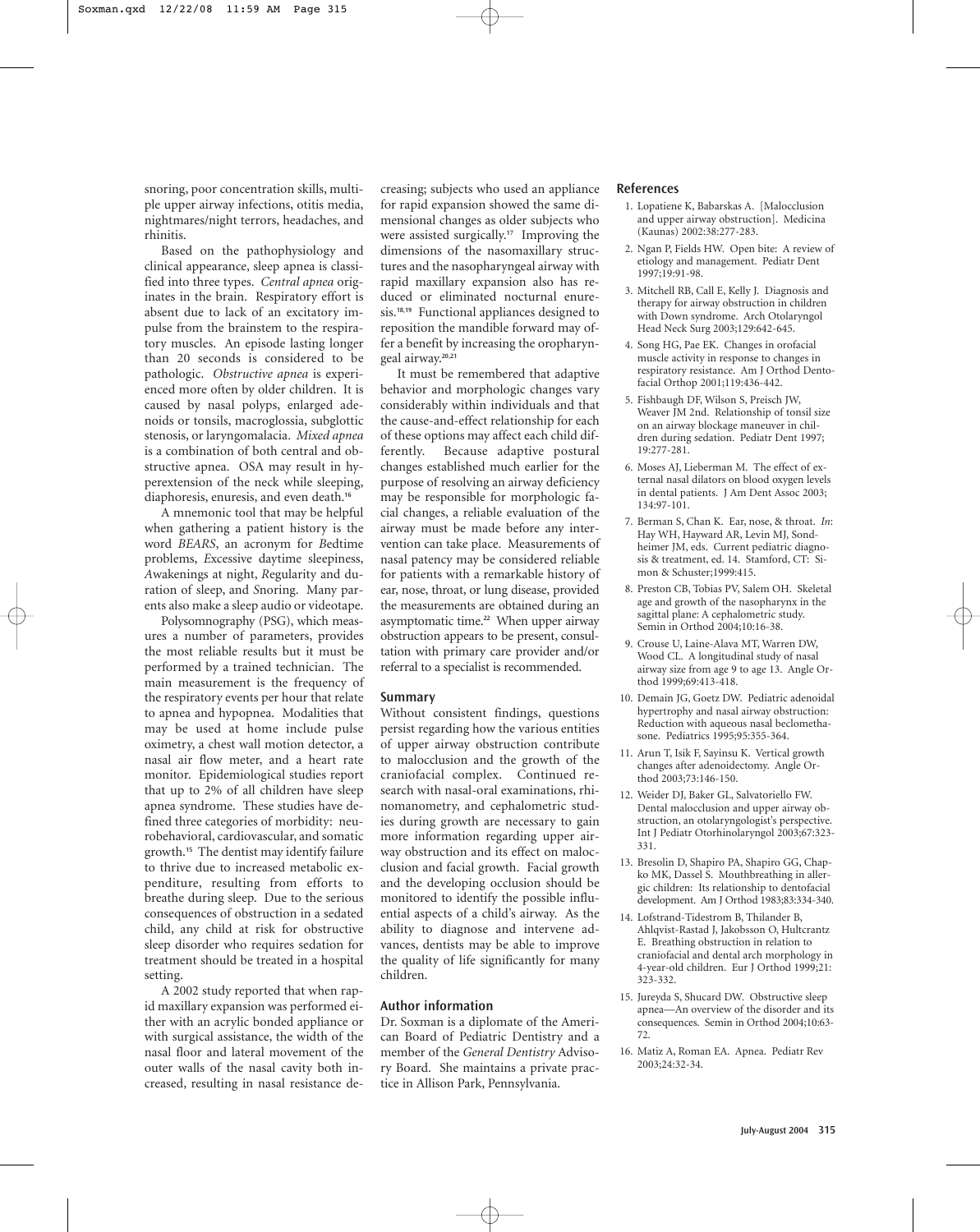snoring, poor concentration skills, multiple upper airway infections, otitis media, nightmares/night terrors, headaches, and rhinitis.

Based on the pathophysiology and clinical appearance, sleep apnea is classified into three types. *Central apnea* originates in the brain. Respiratory effort is absent due to lack of an excitatory impulse from the brainstem to the respiratory muscles. An episode lasting longer than 20 seconds is considered to be pathologic. *Obstructive apnea* is experienced more often by older children. It is caused by nasal polyps, enlarged adenoids or tonsils, macroglossia, subglottic stenosis, or laryngomalacia. *Mixed apnea* is a combination of both central and obstructive apnea. OSA may result in hyperextension of the neck while sleeping, diaphoresis, enuresis, and even death.[16]

A mnemonic tool that may be helpful when gathering a patient history is the word *BEARS*, an acronym for *B*edtime problems, *E*xcessive daytime sleepiness, *A*wakenings at night, *R*egularity and duration of sleep, and *S*noring. Many parents also make a sleep audio or videotape.

Polysomnography (PSG), which measures a number of parameters, provides the most reliable results but it must be performed by a trained technician. The main measurement is the frequency of the respiratory events per hour that relate to apnea and hypopnea. Modalities that may be used at home include pulse oximetry, a chest wall motion detector, a nasal air flow meter, and a heart rate monitor. Epidemiological studies report that up to 2% of all children have sleep apnea syndrome. These studies have defined three categories of morbidity: neurobehavioral, cardiovascular, and somatic growth.[15] The dentist may identify failure to thrive due to increased metabolic expenditure, resulting from efforts to breathe during sleep. Due to the serious consequences of obstruction in a sedated child, any child at risk for obstructive sleep disorder who requires sedation for treatment should be treated in a hospital setting.

A 2002 study reported that when rapid maxillary expansion was performed either with an acrylic bonded appliance or with surgical assistance, the width of the nasal floor and lateral movement of the outer walls of the nasal cavity both increased, resulting in nasal resistance decreasing; subjects who used an appliance for rapid expansion showed the same dimensional changes as older subjects who were assisted surgically.[17] Improving the dimensions of the nasomaxillary structures and the nasopharyngeal airway with rapid maxillary expansion also has reduced or eliminated nocturnal enuresis.[18,19] Functional appliances designed to reposition the mandible forward may offer a benefit by increasing the oropharyngeal airway.[20,21]

It must be remembered that adaptive behavior and morphologic changes vary considerably within individuals and that the cause-and-effect relationship for each of these options may affect each child differently. Because adaptive postural changes established much earlier for the purpose of resolving an airway deficiency may be responsible for morphologic facial changes, a reliable evaluation of the airway must be made before any intervention can take place. Measurements of nasal patency may be considered reliable for patients with a remarkable history of ear, nose, throat, or lung disease, provided the measurements are obtained during an asymptomatic time.[22] When upper airway obstruction appears to be present, consultation with primary care provider and/or referral to a specialist is recommended.

## Summary

Without consistent findings, questions persist regarding how the various entities of upper airway obstruction contribute to malocclusion and the growth of the craniofacial complex. Continued research with nasal-oral examinations, rhinomanometry, and cephalometric studies during growth are necessary to gain more information regarding upper airway obstruction and its effect on malocclusion and facial growth. Facial growth and the developing occlusion should be monitored to identify the possible influential aspects of a child's airway. As the ability to diagnose and intervene advances, dentists may be able to improve the quality of life significantly for many children.

## Author information

Dr. Soxman is a diplomate of the American Board of Pediatric Dentistry and a member of the *General Dentistry* Advisory Board. She maintains a private practice in Allison Park, Pennsylvania.

## References

1. Lopatiene K, Babarskas A. [Malocclusion and upper airway obstruction]. Medicina (Kaunas) 2002:38:277-283.
2. Ngan P, Fields HW. Open bite: A review of etiology and management. Pediatr Dent 1997;19:91-98.
3. Mitchell RB, Call E, Kelly J. Diagnosis and therapy for airway obstruction in children with Down syndrome. Arch Otolaryngol Head Neck Surg 2003;129:642-645.
4. Song HG, Pae EK. Changes in orofacial muscle activity in response to changes in respiratory resistance. Am J Orthod Dentofacial Orthop 2001;119:436-442.
5. Fishbaugh DF, Wilson S, Preisch JW, Weaver JM 2nd. Relationship of tonsil size on an airway blockage maneuver in children during sedation. Pediatr Dent 1997; 19:277-281.
6. Moses AJ, Lieberman M. The effect of external nasal dilators on blood oxygen levels in dental patients. J Am Dent Assoc 2003; 134:97-101.
7. Berman S, Chan K. Ear, nose, & throat. *In*: Hay WH, Hayward AR, Levin MJ, Sondheimer JM, eds. Current pediatric diagnosis & treatment, ed. 14. Stamford, CT: Simon & Schuster;1999:415.
8. Preston CB, Tobias PV, Salem OH. Skeletal age and growth of the nasopharynx in the sagittal plane: A cephalometric study. Semin in Orthod 2004;10:16-38.
9. Crouse U, Laine-Alava MT, Warren DW, Wood CL. A longitudinal study of nasal airway size from age 9 to age 13. Angle Orthod 1999;69:413-418.
10. Demain JG, Goetz DW. Pediatric adenoidal hypertrophy and nasal airway obstruction: Reduction with aqueous nasal beclomethasone. Pediatrics 1995;95:355-364.
11. Arun T, Isik F, Sayinsu K. Vertical growth changes after adenoidectomy. Angle Orthod 2003;73:146-150.
12. Weider DJ, Baker GL, Salvatoriello FW. Dental malocclusion and upper airway obstruction, an otolaryngologist's perspective. Int J Pediatr Otorhinolaryngol 2003;67:323-331.
13. Bresolin D, Shapiro PA, Shapiro GG, Chapko MK, Dassel S. Mouthbreathing in allergic children: Its relationship to dentofacial development. Am J Orthod 1983;83:334-340.
14. Lofstrand-Tideström B, Thilander B, Ahlqvist-Rastad J, Jakobsson O, Hultcrantz E. Breathing obstruction in relation to craniofacial and dental arch morphology in 4-year-old children. Eur J Orthod 1999;21: 323-332.
15. Jureyda S, Shucard DW. Obstructive sleep apnea—An overview of the disorder and its consequences. Semin in Orthod 2004;10:63-72.
16. Matiz A, Roman EA. Apnea. Pediatr Rev 2003;24:32-34.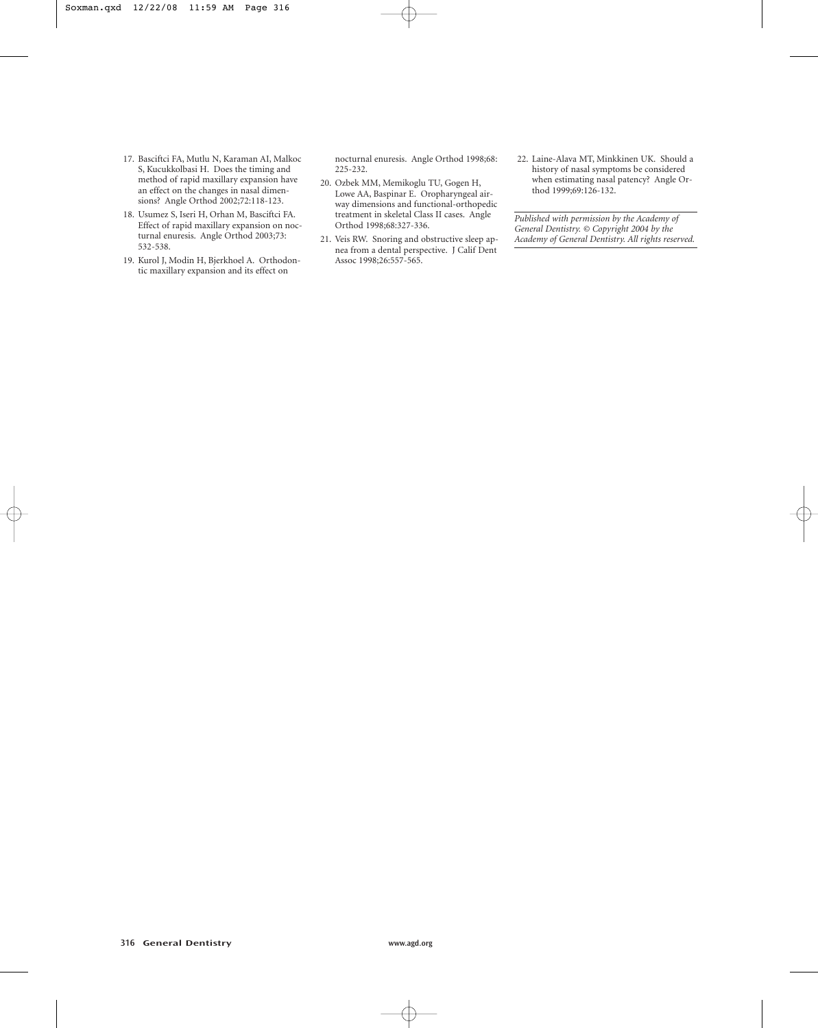17. Basciftci FA, Mutlu N, Karaman AI, Malkoc S, Kucukkolbasi H. Does the timing and method of rapid maxillary expansion have an effect on the changes in nasal dimensions? Angle Orthod 2002;72:118-123.
18. Usumez S, Iseri H, Orhan M, Basciftci FA. Effect of rapid maxillary expansion on nocturnal enuresis. Angle Orthod 2003;73: 532-538.
19. Kurol J, Modin H, Bjerkhoel A. Orthodontic maxillary expansion and its effect on nocturnal enuresis. Angle Orthod 1998;68: 225-232.
20. Ozbek MM, Memikoglu TU, Gogen H, Lowe AA, Baspinar E. Oropharyngeal airway dimensions and functional-orthopedic treatment in skeletal Class II cases. Angle Orthod 1998;68:327-336.
21. Veis RW. Snoring and obstructive sleep apnea from a dental perspective. J Calif Dent Assoc 1998;26:557-565.
22. Laine-Alava MT, Minkkinen UK. Should a history of nasal symptoms be considered when estimating nasal patency? Angle Orthod 1999;69:126-132.

*Published with permission by the Academy of General Dentistry. © Copyright 2004 by the Academy of General Dentistry. All rights reserved.*